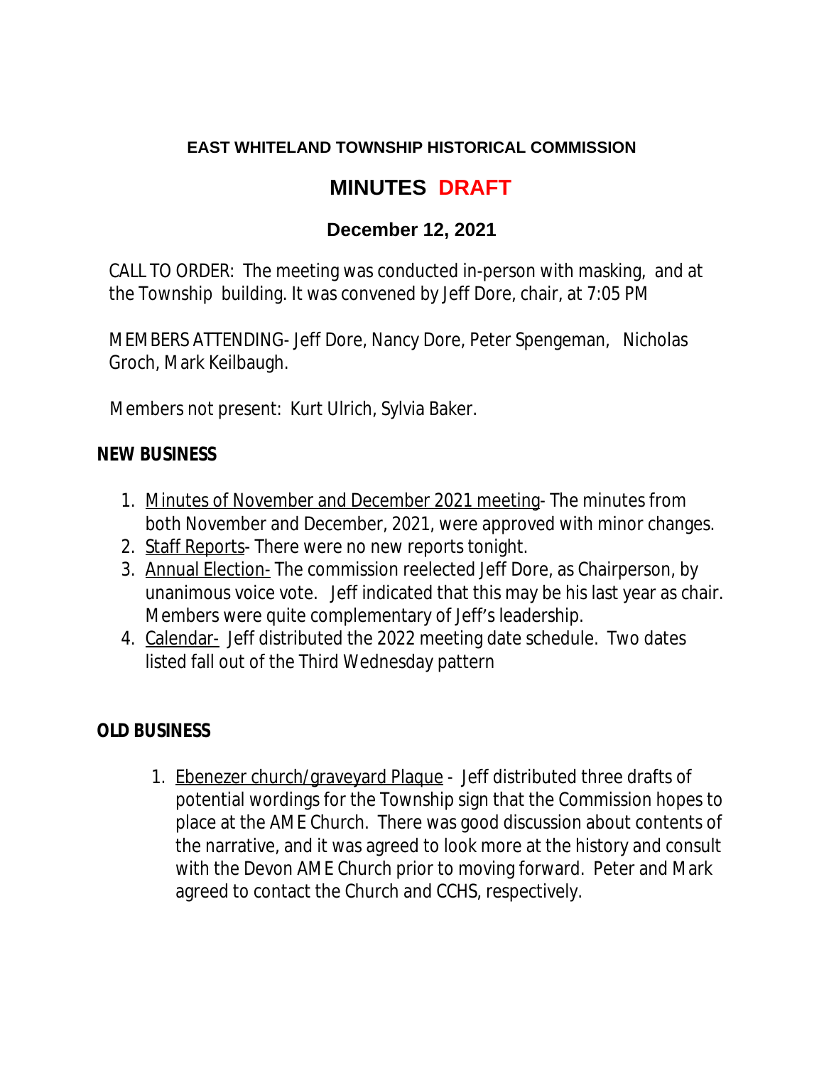**EAST WHITELAND TOWNSHIP HISTORICAL COMMISSION**

# MINUTES DRAFT

## December 12, 2021

CALL TO ORDER: The meeting was conducted in-person with masking, and at the Township building. It was convened by Jeff Dore, chair, at 7:05 PM

MEMBERS ATTENDING- Jeff Dore, Nancy Dore, Peter Spengeman, Nicholas Groch, Mark Keilbaugh.

Members not present: Kurt Ulrich, Sylvia Baker.

**NEW BUSINESS**

1. Minutes of November and December 2021 meeting- The minutes from both November and December, 2021, were approved with minor changes.
2. Staff Reports- There were no new reports tonight.
3. Annual Election- The commission reelected Jeff Dore, as Chairperson, by unanimous voice vote. Jeff indicated that this may be his last year as chair. Members were quite complementary of Jeff's leadership.
4. Calendar- Jeff distributed the 2022 meeting date schedule. Two dates listed fall out of the Third Wednesday pattern

**OLD BUSINESS**

1. Ebenezer church/graveyard Plaque - Jeff distributed three drafts of potential wordings for the Township sign that the Commission hopes to place at the AME Church. There was good discussion about contents of the narrative, and it was agreed to look more at the history and consult with the Devon AME Church prior to moving forward. Peter and Mark agreed to contact the Church and CCHS, respectively.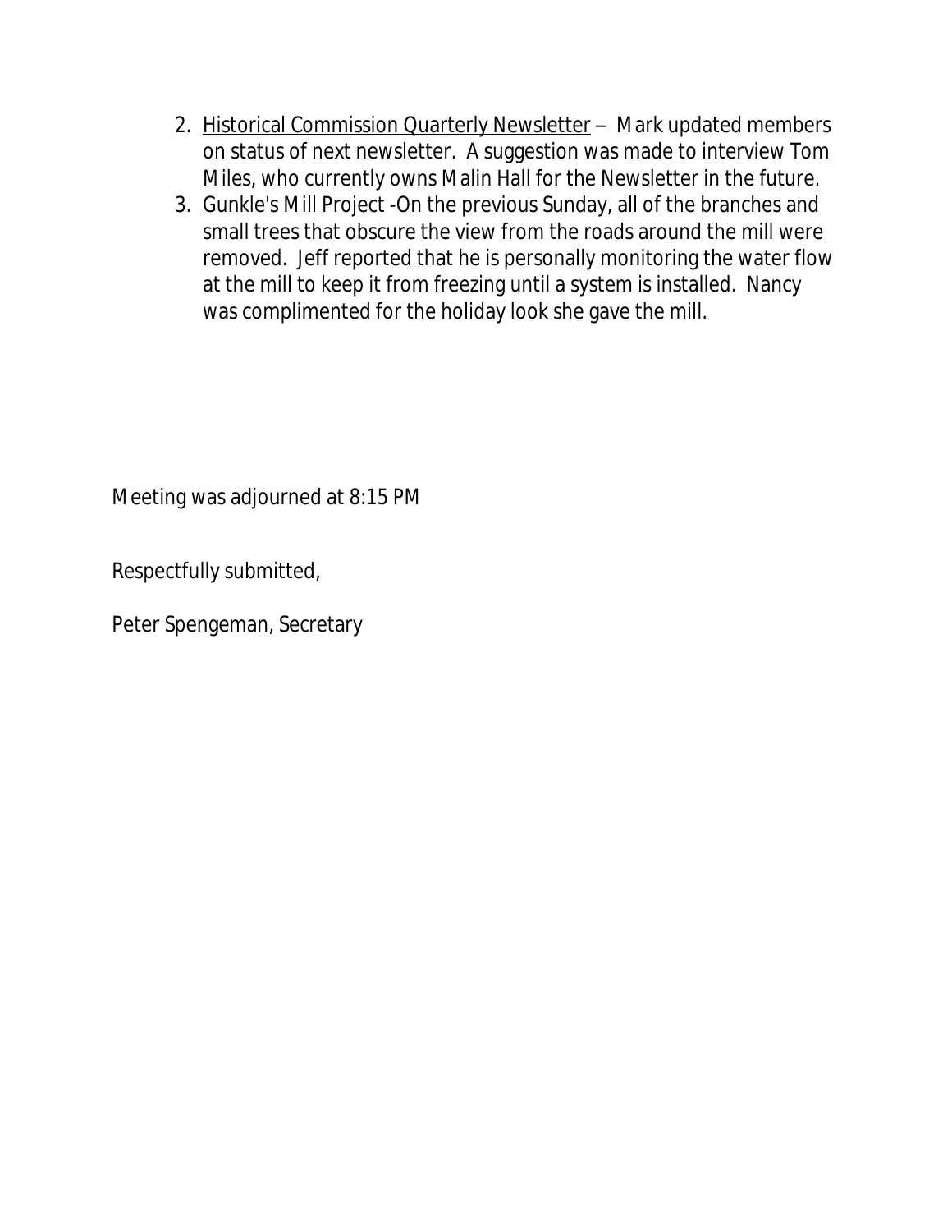2. Historical Commission Quarterly Newsletter – Mark updated members on status of next newsletter. A suggestion was made to interview Tom Miles, who currently owns Malin Hall for the Newsletter in the future.
3. Gunkle's Mill Project -On the previous Sunday, all of the branches and small trees that obscure the view from the roads around the mill were removed. Jeff reported that he is personally monitoring the water flow at the mill to keep it from freezing until a system is installed. Nancy was complimented for the holiday look she gave the mill.

Meeting was adjourned at 8:15 PM

Respectfully submitted,

Peter Spengeman, Secretary